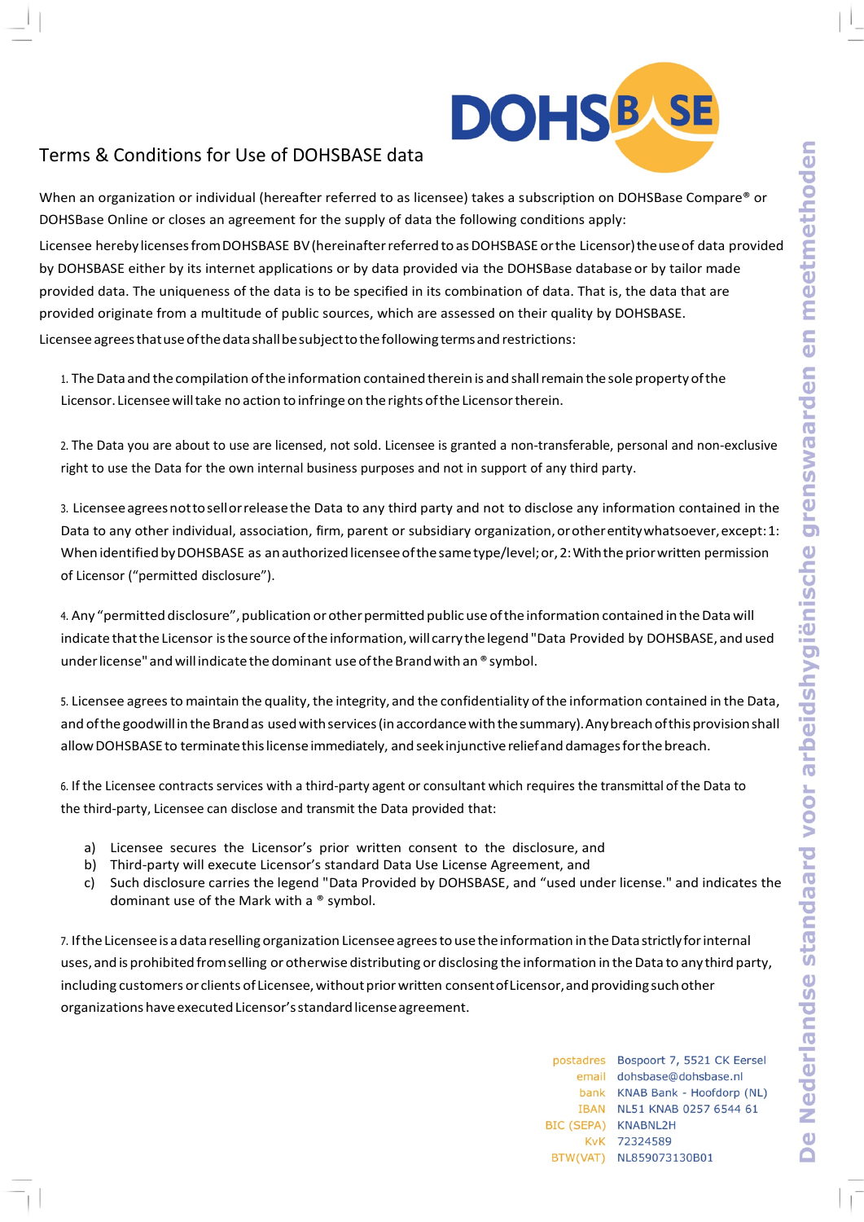# Terms & Conditions for Use of DOHSBASE data

When an organization or individual (hereafter referred to as licensee) takes a subscription on DOHSBase Compare® or DOHSBase Online or closes an agreement for the supply of data the following conditions apply:

Licensee hereby licenses from DOHSBASE BV (hereinafter referred to as DOHSBASE or the Licensor) the use of data provided by DOHSBASE either by its internet applications or by data provided via the DOHSBase database or by tailor made provided data. The uniqueness of the data is to be specified in its combination of data. That is, the data that are provided originate from a multitude of public sources, which are assessed on their quality by DOHSBASE.

Licensee agrees that use of the data shall be subject to the following terms and restrictions:

1. The Data and the compilation of the information contained therein is and shall remain the sole property of the Licensor. Licensee will take no action to infringe on the rights of the Licensor therein.

2. The Data you are about to use are licensed, not sold. Licensee is granted a non-transferable, personal and non-exclusive right to use the Data for the own internal business purposes and not in support of any third party.

3. Licensee agrees not to sell or release the Data to any third party and not to disclose any information contained in the Data to any other individual, association, firm, parent or subsidiary organization, or other entity whatsoever, except: 1: When identified by DOHSBASE as an authorized licensee of the same type/level; or, 2: With the prior written permission of Licensor ("permitted disclosure").

4. Any "permitted disclosure", publication or other permitted public use of the information contained in the Data will indicate that the Licensor is the source of the information, will carry the legend "Data Provided by DOHSBASE, and used under license" and will indicate the dominant use of the Brand with an ® symbol.

5. Licensee agrees to maintain the quality, the integrity, and the confidentiality of the information contained in the Data, and of the goodwill in the Brand as used with services (in accordance with the summary). Any breach of this provision shall allow DOHSBASE to terminate this license immediately, and seek injunctive relief and damages for the breach.

6. If the Licensee contracts services with a third-party agent or consultant which requires the transmittal of the Data to the third-party, Licensee can disclose and transmit the Data provided that:

   a) Licensee secures the Licensor's prior written consent to the disclosure, and
   b) Third-party will execute Licensor's standard Data Use License Agreement, and
   c) Such disclosure carries the legend "Data Provided by DOHSBASE, and "used under license." and indicates the dominant use of the Mark with a ® symbol.

7. If the Licensee is a data reselling organization Licensee agrees to use the information in the Data strictly for internal uses, and is prohibited from selling or otherwise distributing or disclosing the information in the Data to any third party, including customers or clients of Licensee, without prior written consent of Licensor, and providing such other organizations have executed Licensor's standard license agreement.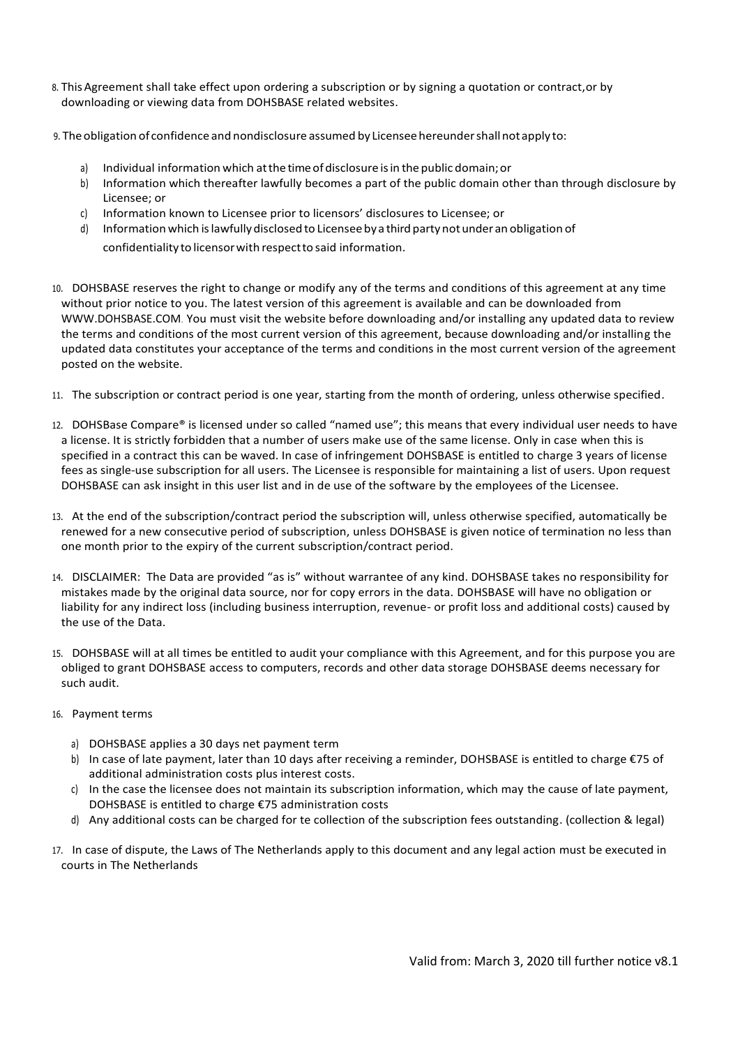8. This Agreement shall take effect upon ordering a subscription or by signing a quotation or contract,or by downloading or viewing data from DOHSBASE related websites.

9. The obligation of confidence and nondisclosure assumed by Licensee hereunder shall not apply to:

    a) Individual information which at the time of disclosure is in the public domain; or
    b) Information which thereafter lawfully becomes a part of the public domain other than through disclosure by Licensee; or
    c) Information known to Licensee prior to licensors' disclosures to Licensee; or
    d) Information which is lawfully disclosed to Licensee by a third party not under an obligation of confidentiality to licensor with respect to said information.

10. DOHSBASE reserves the right to change or modify any of the terms and conditions of this agreement at any time without prior notice to you. The latest version of this agreement is available and can be downloaded from WWW.DOHSBASE.COM. You must visit the website before downloading and/or installing any updated data to review the terms and conditions of the most current version of this agreement, because downloading and/or installing the updated data constitutes your acceptance of the terms and conditions in the most current version of the agreement posted on the website.

11. The subscription or contract period is one year, starting from the month of ordering, unless otherwise specified.

12. DOHSBase Compare® is licensed under so called "named use"; this means that every individual user needs to have a license. It is strictly forbidden that a number of users make use of the same license. Only in case when this is specified in a contract this can be waved. In case of infringement DOHSBASE is entitled to charge 3 years of license fees as single-use subscription for all users. The Licensee is responsible for maintaining a list of users. Upon request DOHSBASE can ask insight in this user list and in de use of the software by the employees of the Licensee.

13. At the end of the subscription/contract period the subscription will, unless otherwise specified, automatically be renewed for a new consecutive period of subscription, unless DOHSBASE is given notice of termination no less than one month prior to the expiry of the current subscription/contract period.

14. DISCLAIMER: The Data are provided "as is" without warrantee of any kind. DOHSBASE takes no responsibility for mistakes made by the original data source, nor for copy errors in the data. DOHSBASE will have no obligation or liability for any indirect loss (including business interruption, revenue- or profit loss and additional costs) caused by the use of the Data.

15. DOHSBASE will at all times be entitled to audit your compliance with this Agreement, and for this purpose you are obliged to grant DOHSBASE access to computers, records and other data storage DOHSBASE deems necessary for such audit.

16. Payment terms

    a) DOHSBASE applies a 30 days net payment term
    b) In case of late payment, later than 10 days after receiving a reminder, DOHSBASE is entitled to charge €75 of additional administration costs plus interest costs.
    c) In the case the licensee does not maintain its subscription information, which may the cause of late payment, DOHSBASE is entitled to charge €75 administration costs
    d) Any additional costs can be charged for te collection of the subscription fees outstanding. (collection & legal)

17. In case of dispute, the Laws of The Netherlands apply to this document and any legal action must be executed in courts in The Netherlands

Valid from: March 3, 2020 till further notice v8.1